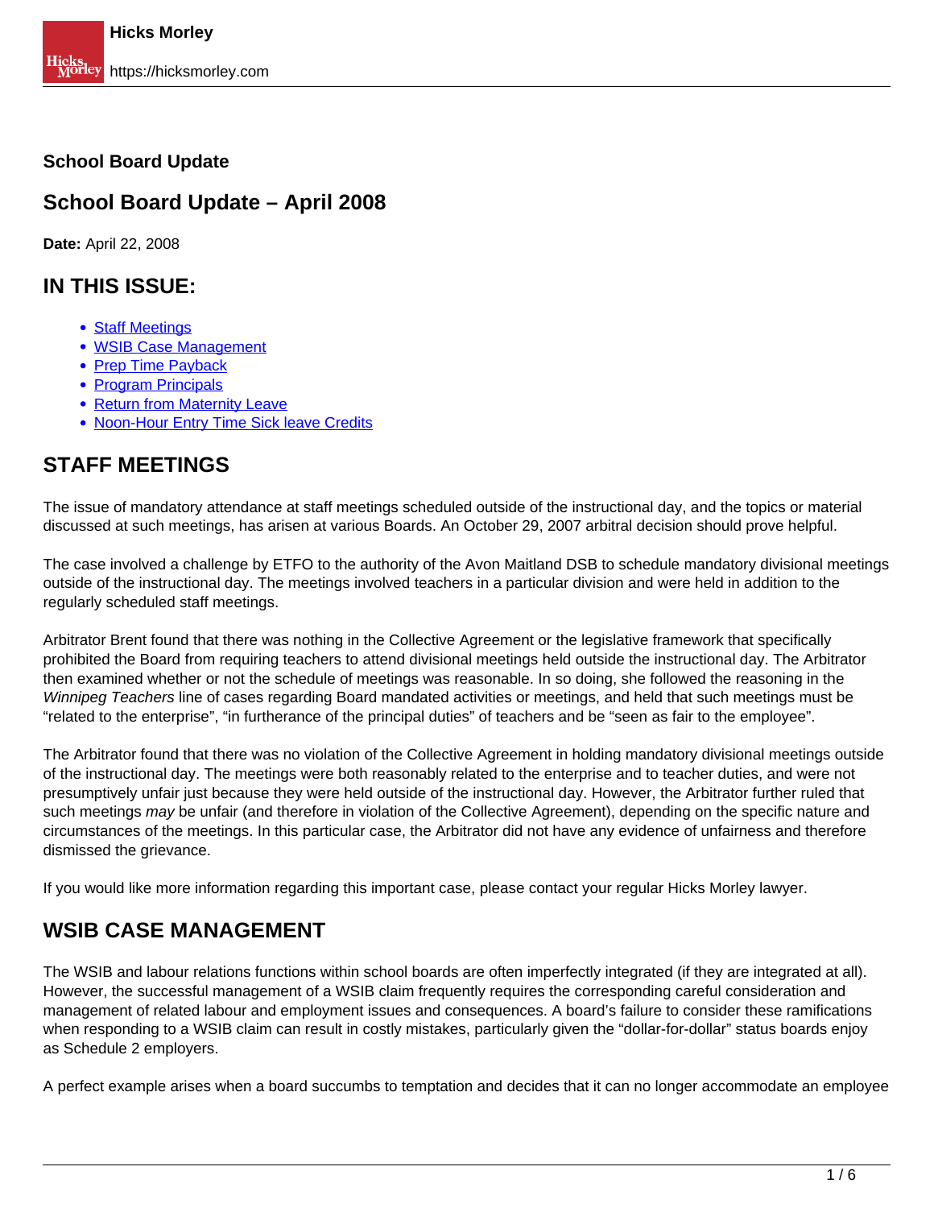**School Board Update**

# School Board Update – April 2008

**Date:** April 22, 2008

## IN THIS ISSUE:

- Staff Meetings
- WSIB Case Management
- Prep Time Payback
- Program Principals
- Return from Maternity Leave
- Noon-Hour Entry Time Sick leave Credits

## STAFF MEETINGS

The issue of mandatory attendance at staff meetings scheduled outside of the instructional day, and the topics or material discussed at such meetings, has arisen at various Boards. An October 29, 2007 arbitral decision should prove helpful.

The case involved a challenge by ETFO to the authority of the Avon Maitland DSB to schedule mandatory divisional meetings outside of the instructional day. The meetings involved teachers in a particular division and were held in addition to the regularly scheduled staff meetings.

Arbitrator Brent found that there was nothing in the Collective Agreement or the legislative framework that specifically prohibited the Board from requiring teachers to attend divisional meetings held outside the instructional day. The Arbitrator then examined whether or not the schedule of meetings was reasonable. In so doing, she followed the reasoning in the *Winnipeg Teachers* line of cases regarding Board mandated activities or meetings, and held that such meetings must be "related to the enterprise", "in furtherance of the principal duties" of teachers and be "seen as fair to the employee".

The Arbitrator found that there was no violation of the Collective Agreement in holding mandatory divisional meetings outside of the instructional day. The meetings were both reasonably related to the enterprise and to teacher duties, and were not presumptively unfair just because they were held outside of the instructional day. However, the Arbitrator further ruled that such meetings *may* be unfair (and therefore in violation of the Collective Agreement), depending on the specific nature and circumstances of the meetings. In this particular case, the Arbitrator did not have any evidence of unfairness and therefore dismissed the grievance.

If you would like more information regarding this important case, please contact your regular Hicks Morley lawyer.

## WSIB CASE MANAGEMENT

The WSIB and labour relations functions within school boards are often imperfectly integrated (if they are integrated at all). However, the successful management of a WSIB claim frequently requires the corresponding careful consideration and management of related labour and employment issues and consequences. A board's failure to consider these ramifications when responding to a WSIB claim can result in costly mistakes, particularly given the "dollar-for-dollar" status boards enjoy as Schedule 2 employers.

A perfect example arises when a board succumbs to temptation and decides that it can no longer accommodate an employee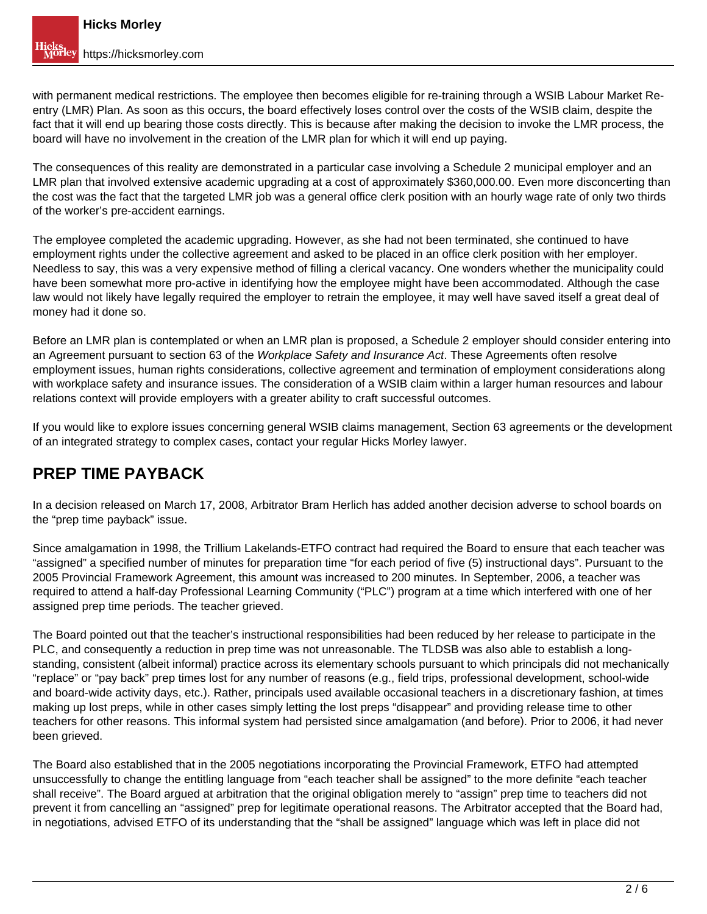with permanent medical restrictions. The employee then becomes eligible for re-training through a WSIB Labour Market Re-entry (LMR) Plan. As soon as this occurs, the board effectively loses control over the costs of the WSIB claim, despite the fact that it will end up bearing those costs directly. This is because after making the decision to invoke the LMR process, the board will have no involvement in the creation of the LMR plan for which it will end up paying.

The consequences of this reality are demonstrated in a particular case involving a Schedule 2 municipal employer and an LMR plan that involved extensive academic upgrading at a cost of approximately $360,000.00. Even more disconcerting than the cost was the fact that the targeted LMR job was a general office clerk position with an hourly wage rate of only two thirds of the worker's pre-accident earnings.

The employee completed the academic upgrading. However, as she had not been terminated, she continued to have employment rights under the collective agreement and asked to be placed in an office clerk position with her employer. Needless to say, this was a very expensive method of filling a clerical vacancy. One wonders whether the municipality could have been somewhat more pro-active in identifying how the employee might have been accommodated. Although the case law would not likely have legally required the employer to retrain the employee, it may well have saved itself a great deal of money had it done so.

Before an LMR plan is contemplated or when an LMR plan is proposed, a Schedule 2 employer should consider entering into an Agreement pursuant to section 63 of the *Workplace Safety and Insurance Act*. These Agreements often resolve employment issues, human rights considerations, collective agreement and termination of employment considerations along with workplace safety and insurance issues. The consideration of a WSIB claim within a larger human resources and labour relations context will provide employers with a greater ability to craft successful outcomes.

If you would like to explore issues concerning general WSIB claims management, Section 63 agreements or the development of an integrated strategy to complex cases, contact your regular Hicks Morley lawyer.

## PREP TIME PAYBACK

In a decision released on March 17, 2008, Arbitrator Bram Herlich has added another decision adverse to school boards on the "prep time payback" issue.

Since amalgamation in 1998, the Trillium Lakelands-ETFO contract had required the Board to ensure that each teacher was "assigned" a specified number of minutes for preparation time "for each period of five (5) instructional days". Pursuant to the 2005 Provincial Framework Agreement, this amount was increased to 200 minutes. In September, 2006, a teacher was required to attend a half-day Professional Learning Community ("PLC") program at a time which interfered with one of her assigned prep time periods. The teacher grieved.

The Board pointed out that the teacher's instructional responsibilities had been reduced by her release to participate in the PLC, and consequently a reduction in prep time was not unreasonable. The TLDSB was also able to establish a long-standing, consistent (albeit informal) practice across its elementary schools pursuant to which principals did not mechanically "replace" or "pay back" prep times lost for any number of reasons (e.g., field trips, professional development, school-wide and board-wide activity days, etc.). Rather, principals used available occasional teachers in a discretionary fashion, at times making up lost preps, while in other cases simply letting the lost preps "disappear" and providing release time to other teachers for other reasons. This informal system had persisted since amalgamation (and before). Prior to 2006, it had never been grieved.

The Board also established that in the 2005 negotiations incorporating the Provincial Framework, ETFO had attempted unsuccessfully to change the entitling language from "each teacher shall be assigned" to the more definite "each teacher shall receive". The Board argued at arbitration that the original obligation merely to "assign" prep time to teachers did not prevent it from cancelling an "assigned" prep for legitimate operational reasons. The Arbitrator accepted that the Board had, in negotiations, advised ETFO of its understanding that the "shall be assigned" language which was left in place did not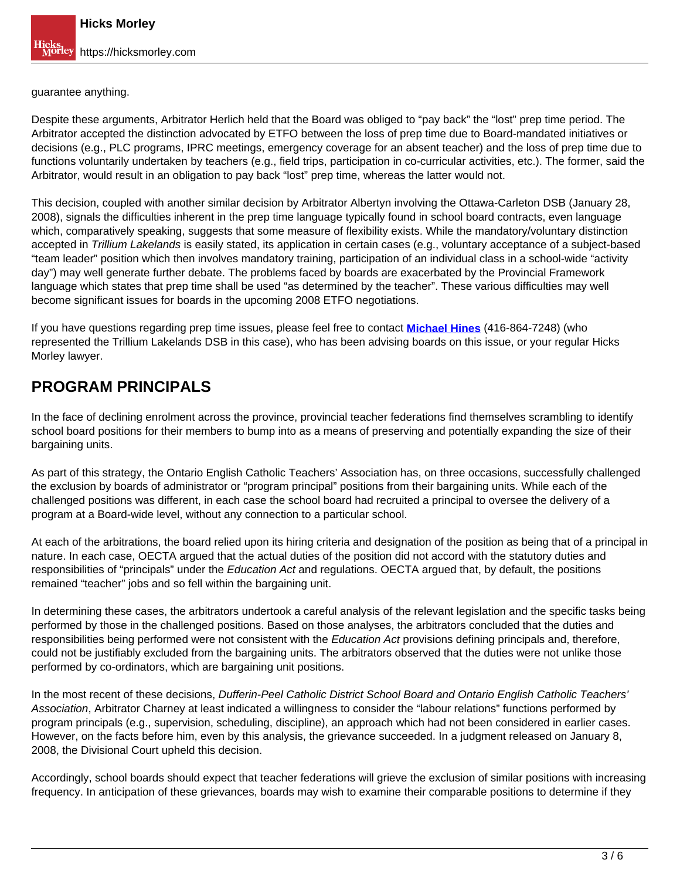guarantee anything.

Despite these arguments, Arbitrator Herlich held that the Board was obliged to "pay back" the "lost" prep time period. The Arbitrator accepted the distinction advocated by ETFO between the loss of prep time due to Board-mandated initiatives or decisions (e.g., PLC programs, IPRC meetings, emergency coverage for an absent teacher) and the loss of prep time due to functions voluntarily undertaken by teachers (e.g., field trips, participation in co-curricular activities, etc.). The former, said the Arbitrator, would result in an obligation to pay back "lost" prep time, whereas the latter would not.

This decision, coupled with another similar decision by Arbitrator Albertyn involving the Ottawa-Carleton DSB (January 28, 2008), signals the difficulties inherent in the prep time language typically found in school board contracts, even language which, comparatively speaking, suggests that some measure of flexibility exists. While the mandatory/voluntary distinction accepted in *Trillium Lakelands* is easily stated, its application in certain cases (e.g., voluntary acceptance of a subject-based "team leader" position which then involves mandatory training, participation of an individual class in a school-wide "activity day") may well generate further debate. The problems faced by boards are exacerbated by the Provincial Framework language which states that prep time shall be used "as determined by the teacher". These various difficulties may well become significant issues for boards in the upcoming 2008 ETFO negotiations.

If you have questions regarding prep time issues, please feel free to contact **Michael Hines** (416-864-7248) (who represented the Trillium Lakelands DSB in this case), who has been advising boards on this issue, or your regular Hicks Morley lawyer.

## PROGRAM PRINCIPALS

In the face of declining enrolment across the province, provincial teacher federations find themselves scrambling to identify school board positions for their members to bump into as a means of preserving and potentially expanding the size of their bargaining units.

As part of this strategy, the Ontario English Catholic Teachers' Association has, on three occasions, successfully challenged the exclusion by boards of administrator or "program principal" positions from their bargaining units. While each of the challenged positions was different, in each case the school board had recruited a principal to oversee the delivery of a program at a Board-wide level, without any connection to a particular school.

At each of the arbitrations, the board relied upon its hiring criteria and designation of the position as being that of a principal in nature. In each case, OECTA argued that the actual duties of the position did not accord with the statutory duties and responsibilities of "principals" under the *Education Act* and regulations. OECTA argued that, by default, the positions remained "teacher" jobs and so fell within the bargaining unit.

In determining these cases, the arbitrators undertook a careful analysis of the relevant legislation and the specific tasks being performed by those in the challenged positions. Based on those analyses, the arbitrators concluded that the duties and responsibilities being performed were not consistent with the *Education Act* provisions defining principals and, therefore, could not be justifiably excluded from the bargaining units. The arbitrators observed that the duties were not unlike those performed by co-ordinators, which are bargaining unit positions.

In the most recent of these decisions, *Dufferin-Peel Catholic District School Board and Ontario English Catholic Teachers' Association*, Arbitrator Charney at least indicated a willingness to consider the "labour relations" functions performed by program principals (e.g., supervision, scheduling, discipline), an approach which had not been considered in earlier cases. However, on the facts before him, even by this analysis, the grievance succeeded. In a judgment released on January 8, 2008, the Divisional Court upheld this decision.

Accordingly, school boards should expect that teacher federations will grieve the exclusion of similar positions with increasing frequency. In anticipation of these grievances, boards may wish to examine their comparable positions to determine if they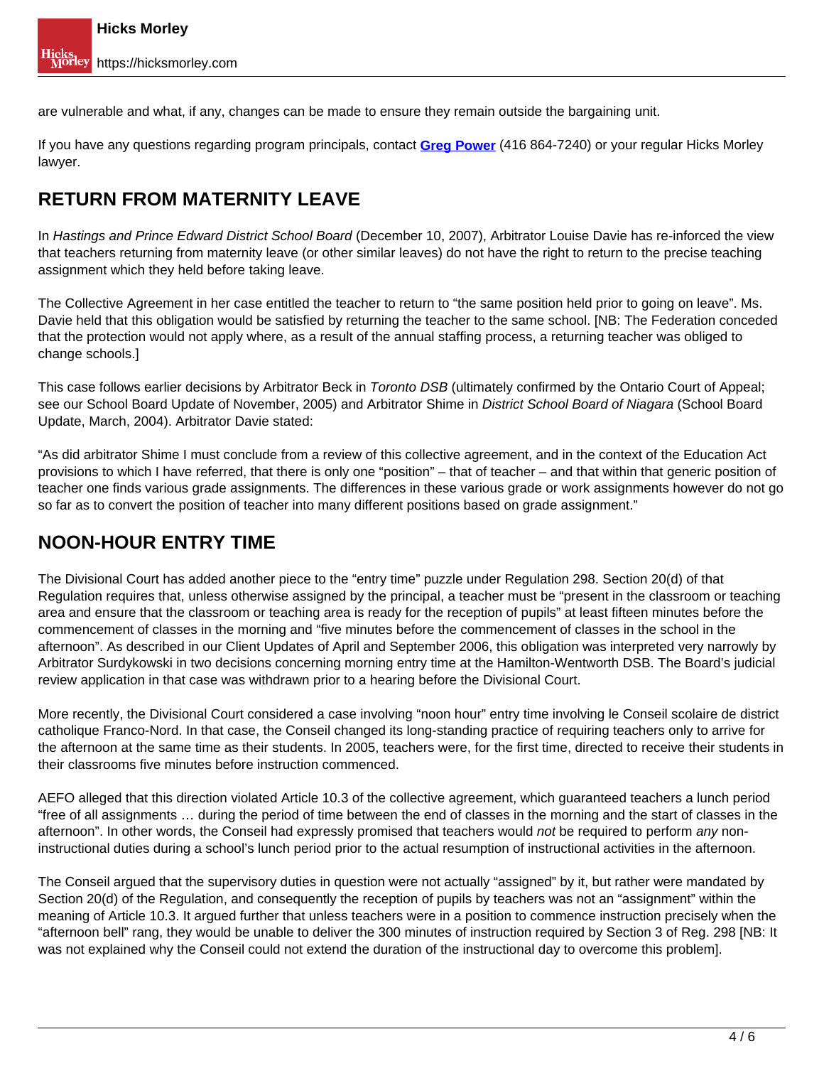are vulnerable and what, if any, changes can be made to ensure they remain outside the bargaining unit.

If you have any questions regarding program principals, contact **Greg Power** (416 864-7240) or your regular Hicks Morley lawyer.

## RETURN FROM MATERNITY LEAVE

In *Hastings and Prince Edward District School Board* (December 10, 2007), Arbitrator Louise Davie has re-inforced the view that teachers returning from maternity leave (or other similar leaves) do not have the right to return to the precise teaching assignment which they held before taking leave.

The Collective Agreement in her case entitled the teacher to return to "the same position held prior to going on leave". Ms. Davie held that this obligation would be satisfied by returning the teacher to the same school. [NB: The Federation conceded that the protection would not apply where, as a result of the annual staffing process, a returning teacher was obliged to change schools.]

This case follows earlier decisions by Arbitrator Beck in *Toronto DSB* (ultimately confirmed by the Ontario Court of Appeal; see our School Board Update of November, 2005) and Arbitrator Shime in *District School Board of Niagara* (School Board Update, March, 2004). Arbitrator Davie stated:

"As did arbitrator Shime I must conclude from a review of this collective agreement, and in the context of the Education Act provisions to which I have referred, that there is only one "position" – that of teacher – and that within that generic position of teacher one finds various grade assignments. The differences in these various grade or work assignments however do not go so far as to convert the position of teacher into many different positions based on grade assignment."

## NOON-HOUR ENTRY TIME

The Divisional Court has added another piece to the "entry time" puzzle under Regulation 298. Section 20(d) of that Regulation requires that, unless otherwise assigned by the principal, a teacher must be "present in the classroom or teaching area and ensure that the classroom or teaching area is ready for the reception of pupils" at least fifteen minutes before the commencement of classes in the morning and "five minutes before the commencement of classes in the school in the afternoon". As described in our Client Updates of April and September 2006, this obligation was interpreted very narrowly by Arbitrator Surdykowski in two decisions concerning morning entry time at the Hamilton-Wentworth DSB. The Board's judicial review application in that case was withdrawn prior to a hearing before the Divisional Court.

More recently, the Divisional Court considered a case involving "noon hour" entry time involving le Conseil scolaire de district catholique Franco-Nord. In that case, the Conseil changed its long-standing practice of requiring teachers only to arrive for the afternoon at the same time as their students. In 2005, teachers were, for the first time, directed to receive their students in their classrooms five minutes before instruction commenced.

AEFO alleged that this direction violated Article 10.3 of the collective agreement, which guaranteed teachers a lunch period "free of all assignments … during the period of time between the end of classes in the morning and the start of classes in the afternoon". In other words, the Conseil had expressly promised that teachers would *not* be required to perform *any* non-instructional duties during a school's lunch period prior to the actual resumption of instructional activities in the afternoon.

The Conseil argued that the supervisory duties in question were not actually "assigned" by it, but rather were mandated by Section 20(d) of the Regulation, and consequently the reception of pupils by teachers was not an "assignment" within the meaning of Article 10.3. It argued further that unless teachers were in a position to commence instruction precisely when the "afternoon bell" rang, they would be unable to deliver the 300 minutes of instruction required by Section 3 of Reg. 298 [NB: It was not explained why the Conseil could not extend the duration of the instructional day to overcome this problem].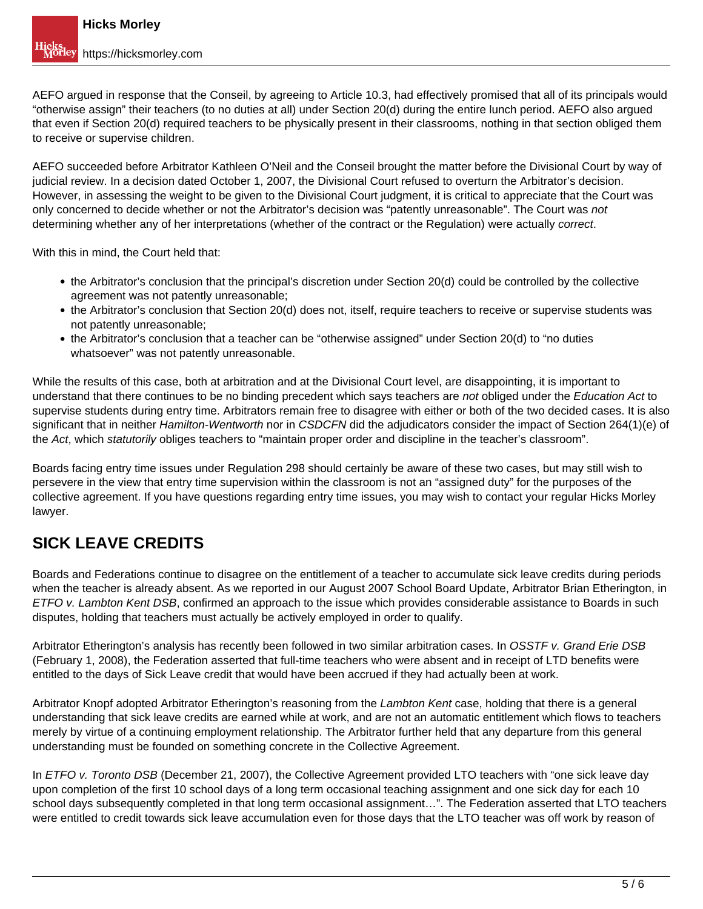AEFO argued in response that the Conseil, by agreeing to Article 10.3, had effectively promised that all of its principals would "otherwise assign" their teachers (to no duties at all) under Section 20(d) during the entire lunch period. AEFO also argued that even if Section 20(d) required teachers to be physically present in their classrooms, nothing in that section obliged them to receive or supervise children.

AEFO succeeded before Arbitrator Kathleen O'Neil and the Conseil brought the matter before the Divisional Court by way of judicial review. In a decision dated October 1, 2007, the Divisional Court refused to overturn the Arbitrator's decision. However, in assessing the weight to be given to the Divisional Court judgment, it is critical to appreciate that the Court was only concerned to decide whether or not the Arbitrator's decision was "patently unreasonable". The Court was *not* determining whether any of her interpretations (whether of the contract or the Regulation) were actually *correct*.

With this in mind, the Court held that:

- the Arbitrator's conclusion that the principal's discretion under Section 20(d) could be controlled by the collective agreement was not patently unreasonable;
- the Arbitrator's conclusion that Section 20(d) does not, itself, require teachers to receive or supervise students was not patently unreasonable;
- the Arbitrator's conclusion that a teacher can be "otherwise assigned" under Section 20(d) to "no duties whatsoever" was not patently unreasonable.

While the results of this case, both at arbitration and at the Divisional Court level, are disappointing, it is important to understand that there continues to be no binding precedent which says teachers are *not* obliged under the *Education Act* to supervise students during entry time. Arbitrators remain free to disagree with either or both of the two decided cases. It is also significant that in neither *Hamilton-Wentworth* nor in *CSDCFN* did the adjudicators consider the impact of Section 264(1)(e) of the *Act*, which *statutorily* obliges teachers to "maintain proper order and discipline in the teacher's classroom".

Boards facing entry time issues under Regulation 298 should certainly be aware of these two cases, but may still wish to persevere in the view that entry time supervision within the classroom is not an "assigned duty" for the purposes of the collective agreement. If you have questions regarding entry time issues, you may wish to contact your regular Hicks Morley lawyer.

## SICK LEAVE CREDITS

Boards and Federations continue to disagree on the entitlement of a teacher to accumulate sick leave credits during periods when the teacher is already absent. As we reported in our August 2007 School Board Update, Arbitrator Brian Etherington, in *ETFO v. Lambton Kent DSB*, confirmed an approach to the issue which provides considerable assistance to Boards in such disputes, holding that teachers must actually be actively employed in order to qualify.

Arbitrator Etherington's analysis has recently been followed in two similar arbitration cases. In *OSSTF v. Grand Erie DSB* (February 1, 2008), the Federation asserted that full-time teachers who were absent and in receipt of LTD benefits were entitled to the days of Sick Leave credit that would have been accrued if they had actually been at work.

Arbitrator Knopf adopted Arbitrator Etherington's reasoning from the *Lambton Kent* case, holding that there is a general understanding that sick leave credits are earned while at work, and are not an automatic entitlement which flows to teachers merely by virtue of a continuing employment relationship. The Arbitrator further held that any departure from this general understanding must be founded on something concrete in the Collective Agreement.

In *ETFO v. Toronto DSB* (December 21, 2007), the Collective Agreement provided LTO teachers with "one sick leave day upon completion of the first 10 school days of a long term occasional teaching assignment and one sick day for each 10 school days subsequently completed in that long term occasional assignment…". The Federation asserted that LTO teachers were entitled to credit towards sick leave accumulation even for those days that the LTO teacher was off work by reason of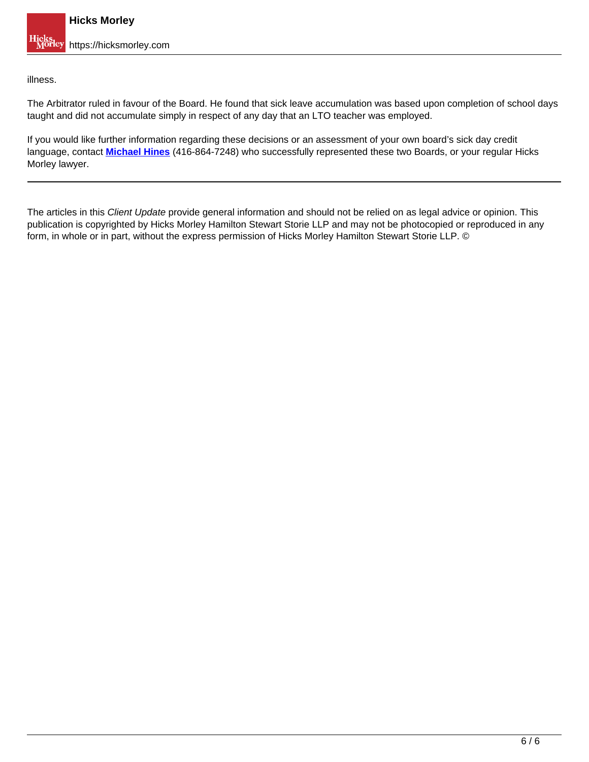illness.

The Arbitrator ruled in favour of the Board. He found that sick leave accumulation was based upon completion of school days taught and did not accumulate simply in respect of any day that an LTO teacher was employed.

If you would like further information regarding these decisions or an assessment of your own board's sick day credit language, contact **Michael Hines** (416-864-7248) who successfully represented these two Boards, or your regular Hicks Morley lawyer.

---

The articles in this *Client Update* provide general information and should not be relied on as legal advice or opinion. This publication is copyrighted by Hicks Morley Hamilton Stewart Storie LLP and may not be photocopied or reproduced in any form, in whole or in part, without the express permission of Hicks Morley Hamilton Stewart Storie LLP. ©